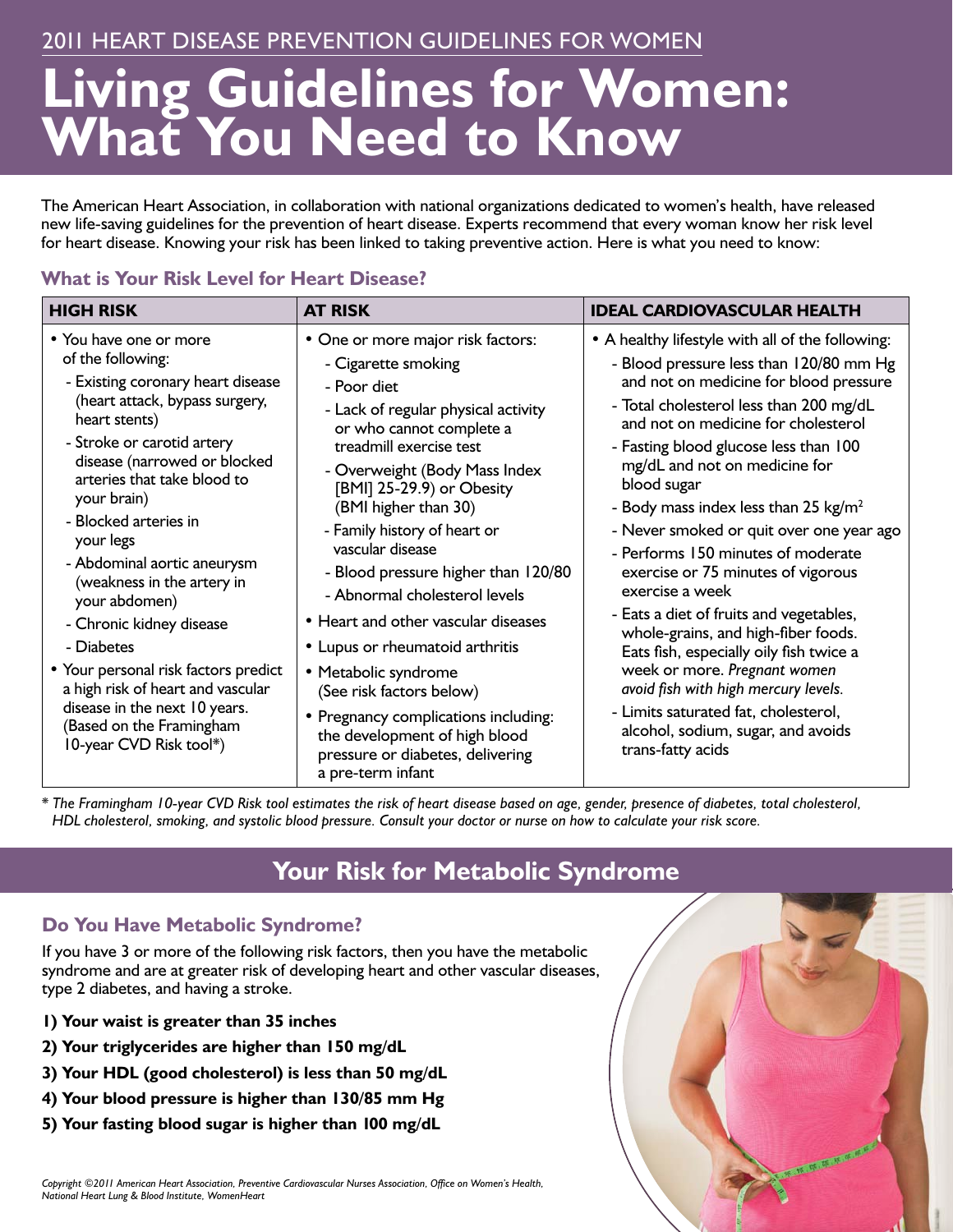2011 HEART DISEASE PREVENTION GUIDELINES FOR WOMEN

# Living Guidelines for Women: What You Need to Know

The American Heart Association, in collaboration with national organizations dedicated to women's health, have released new life-saving guidelines for the prevention of heart disease. Experts recommend that every woman know her risk level for heart disease. Knowing your risk has been linked to taking preventive action. Here is what you need to know:

### What is Your Risk Level for Heart Disease?

| HIGH RISK | AT RISK | IDEAL CARDIOVASCULAR HEALTH |
|---|---|---|
| • You have one or more of the following:<br>- Existing coronary heart disease (heart attack, bypass surgery, heart stents)<br>- Stroke or carotid artery disease (narrowed or blocked arteries that take blood to your brain)<br>- Blocked arteries in your legs<br>- Abdominal aortic aneurysm (weakness in the artery in your abdomen)<br>- Chronic kidney disease<br>- Diabetes<br>• Your personal risk factors predict a high risk of heart and vascular disease in the next 10 years. (Based on the Framingham 10-year CVD Risk tool*) | • One or more major risk factors:<br>- Cigarette smoking<br>- Poor diet<br>- Lack of regular physical activity or who cannot complete a treadmill exercise test<br>- Overweight (Body Mass Index [BMI] 25-29.9) or Obesity (BMI higher than 30)<br>- Family history of heart or vascular disease<br>- Blood pressure higher than 120/80<br>- Abnormal cholesterol levels<br>• Heart and other vascular diseases<br>• Lupus or rheumatoid arthritis<br>• Metabolic syndrome (See risk factors below)<br>• Pregnancy complications including: the development of high blood pressure or diabetes, delivering a pre-term infant | • A healthy lifestyle with all of the following:<br>- Blood pressure less than 120/80 mm Hg and not on medicine for blood pressure<br>- Total cholesterol less than 200 mg/dL and not on medicine for cholesterol<br>- Fasting blood glucose less than 100 mg/dL and not on medicine for blood sugar<br>- Body mass index less than 25 kg/m$^2$<br>- Never smoked or quit over one year ago<br>- Performs 150 minutes of moderate exercise or 75 minutes of vigorous exercise a week<br>- Eats a diet of fruits and vegetables, whole-grains, and high-fiber foods. Eats fish, especially oily fish twice a week or more. *Pregnant women avoid fish with high mercury levels.*<br>- Limits saturated fat, cholesterol, alcohol, sodium, sugar, and avoids trans-fatty acids |

*\* The Framingham 10-year CVD Risk tool estimates the risk of heart disease based on age, gender, presence of diabetes, total cholesterol, HDL cholesterol, smoking, and systolic blood pressure. Consult your doctor or nurse on how to calculate your risk score.*

## Your Risk for Metabolic Syndrome

### Do You Have Metabolic Syndrome?

If you have 3 or more of the following risk factors, then you have the metabolic syndrome and are at greater risk of developing heart and other vascular diseases, type 2 diabetes, and having a stroke.

**1) Your waist is greater than 35 inches**

**2) Your triglycerides are higher than 150 mg/dL**

**3) Your HDL (good cholesterol) is less than 50 mg/dL**

**4) Your blood pressure is higher than 130/85 mm Hg**

**5) Your fasting blood sugar is higher than 100 mg/dL**

*Copyright ©2011 American Heart Association, Preventive Cardiovascular Nurses Association, Office on Women's Health, National Heart Lung & Blood Institute, WomenHeart*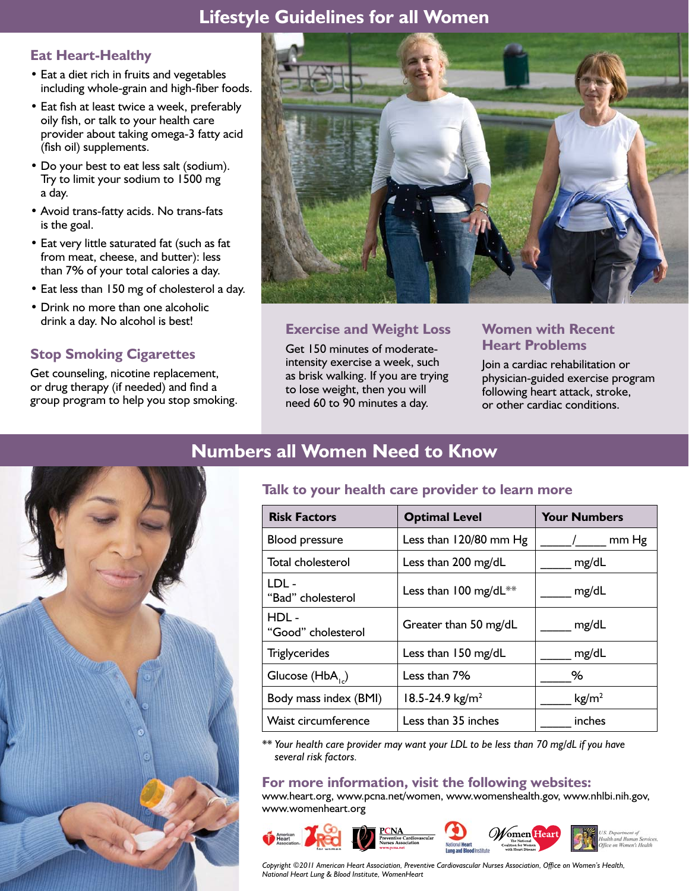# Lifestyle Guidelines for all Women

## Eat Heart-Healthy

- Eat a diet rich in fruits and vegetables including whole-grain and high-fiber foods.
- Eat fish at least twice a week, preferably oily fish, or talk to your health care provider about taking omega-3 fatty acid (fish oil) supplements.
- Do your best to eat less salt (sodium). Try to limit your sodium to 1500 mg a day.
- Avoid trans-fatty acids. No trans-fats is the goal.
- Eat very little saturated fat (such as fat from meat, cheese, and butter): less than 7% of your total calories a day.
- Eat less than 150 mg of cholesterol a day.
- Drink no more than one alcoholic drink a day. No alcohol is best!

## Stop Smoking Cigarettes

Get counseling, nicotine replacement, or drug therapy (if needed) and find a group program to help you stop smoking.

## Exercise and Weight Loss

Get 150 minutes of moderate-intensity exercise a week, such as brisk walking. If you are trying to lose weight, then you will need 60 to 90 minutes a day.

## Women with Recent Heart Problems

Join a cardiac rehabilitation or physician-guided exercise program following heart attack, stroke, or other cardiac conditions.

# Numbers all Women Need to Know

## Talk to your health care provider to learn more

| Risk Factors | Optimal Level | Your Numbers |
|---|---|---|
| Blood pressure | Less than 120/80 mm Hg | _____/_____ mm Hg |
| Total cholesterol | Less than 200 mg/dL | _____ mg/dL |
| LDL - "Bad" cholesterol | Less than 100 mg/dL** | _____ mg/dL |
| HDL - "Good" cholesterol | Greater than 50 mg/dL | _____ mg/dL |
| Triglycerides | Less than 150 mg/dL | _____ mg/dL |
| Glucose ($HbA_{1c}$) | Less than 7% | _____% |
| Body mass index (BMI) | 18.5-24.9 $kg/m^2$ | _____ $kg/m^2$ |
| Waist circumference | Less than 35 inches | _____ inches |

*** Your health care provider may want your LDL to be less than 70 mg/dL if you have several risk factors.*

## For more information, visit the following websites:

www.heart.org, www.pcna.net/women, www.womenshealth.gov, www.nhlbi.nih.gov, www.womenheart.org

*Copyright ©2011 American Heart Association, Preventive Cardiovascular Nurses Association, Office on Women's Health, National Heart Lung & Blood Institute, WomenHeart*